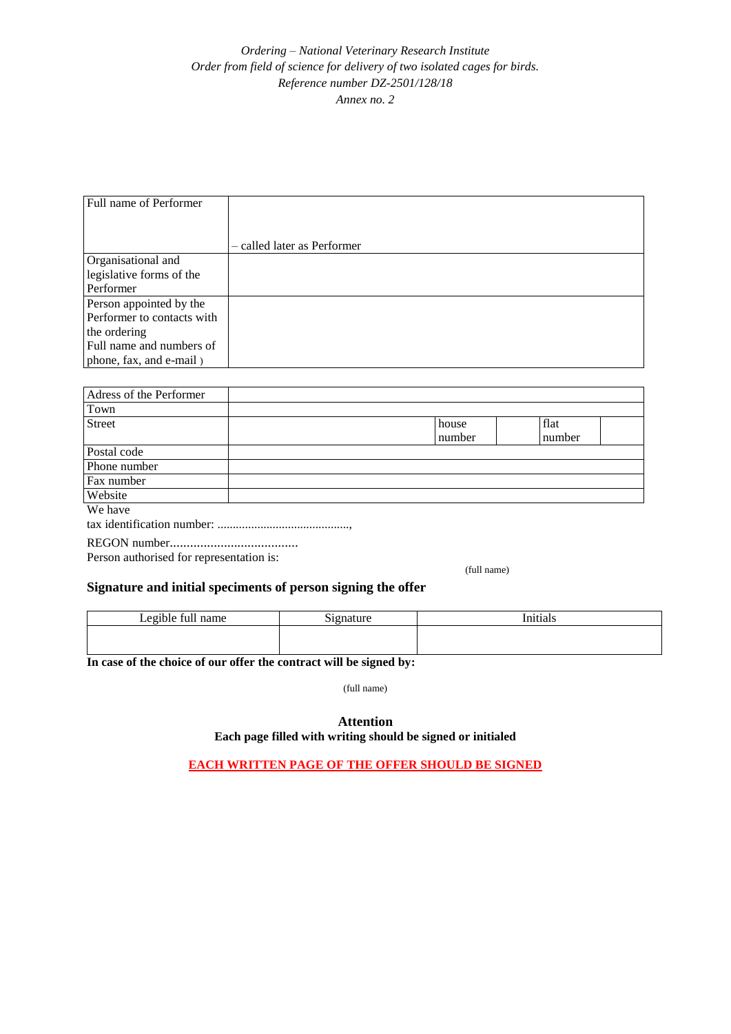*Ordering – National Veterinary Research Institute*
*Order from field of science for delivery of two isolated cages for birds.*
*Reference number DZ-2501/128/18*
*Annex no. 2*

| Full name of Performer | – called later as Performer |
|---|---|
| Organisational and legislative forms of the Performer | |
| Person appointed by the Performer to contacts with the ordering Full name and numbers of phone, fax, and e-mail ) | |

| Adress of the Performer | | | | | |
|---|---|---|---|---|---|
| Town | | | | | |
| Street | | house number | | flat number | |
| Postal code | | | | | |
| Phone number | | | | | |
| Fax number | | | | | |
| Website | | | | | |

We have
tax identification number: ..........................................,

REGON number.....................................
Person authorised for representation is:

(full name)

**Signature and initial speciments of person signing the offer**

| Legible full name | Signature | Initials |
|---|---|---|
| | | |

**In case of the choice of our offer the contract will be signed by:**

(full name)

**Attention**
**Each page filled with writing should be signed or initialed**

**EACH WRITTEN PAGE OF THE OFFER SHOULD BE SIGNED**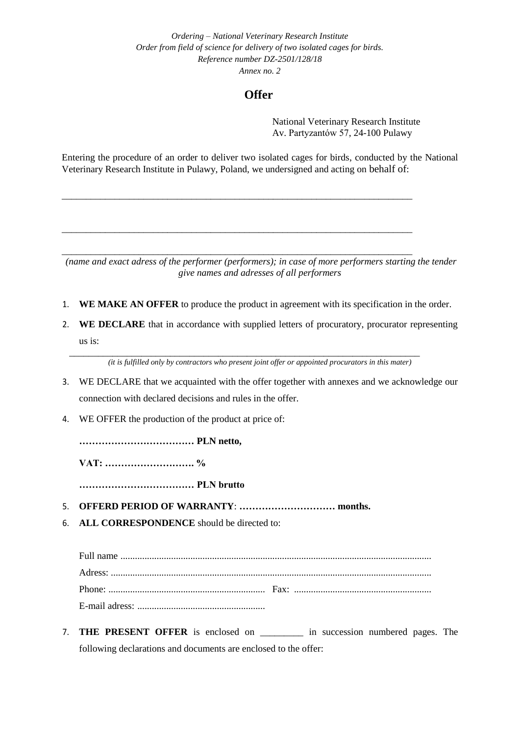*Ordering – National Veterinary Research Institute*
*Order from field of science for delivery of two isolated cages for birds.*
*Reference number DZ-2501/128/18*
*Annex no. 2*

# Offer

National Veterinary Research Institute
Av. Partyzantów 57, 24-100 Pulawy

Entering the procedure of an order to deliver two isolated cages for birds, conducted by the National Veterinary Research Institute in Pulawy, Poland, we undersigned and acting on behalf of:

___________________________________________________________________________

___________________________________________________________________________

___________________________________________________________________________

*(name and exact adress of the performer (performers); in case of more performers starting the tender give names and adresses of all performers*

1. **WE MAKE AN OFFER** to produce the product in agreement with its specification in the order.
2. **WE DECLARE** that in accordance with supplied letters of procuratory, procurator representing us is:

___________________________________________________________________________
*(it is fulfilled only by contractors who present joint offer or appointed procurators in this mater)*

3. WE DECLARE that we acquainted with the offer together with annexes and we acknowledge our connection with declared decisions and rules in the offer.
4. WE OFFER the production of the product at price of:

   **……………………………… PLN netto,**

   **VAT: ………………………. %**

   **……………………………… PLN brutto**

5. **OFFERD PERIOD OF WARRANTY**: **………………………… months.**
6. **ALL CORRESPONDENCE** should be directed to:

   Full name ..............................................................................................................

   Adress: ..................................................................................................................

   Phone: ................................................................. Fax: .........................................................

   E-mail adress: .....................................................

7. **THE PRESENT OFFER** is enclosed on _________ in succession numbered pages. The following declarations and documents are enclosed to the offer: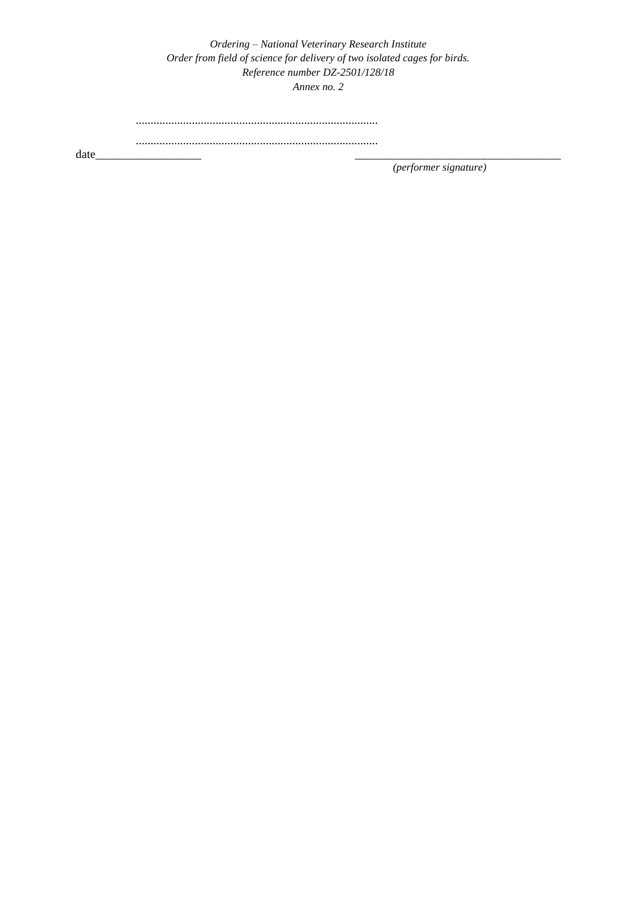*Ordering – National Veterinary Research Institute*
*Order from field of science for delivery of two isolated cages for birds.*
*Reference number DZ-2501/128/18*
*Annex no. 2*

.................................................................................

.................................................................................

date___________________ ____________________________________
*(performer signature)*